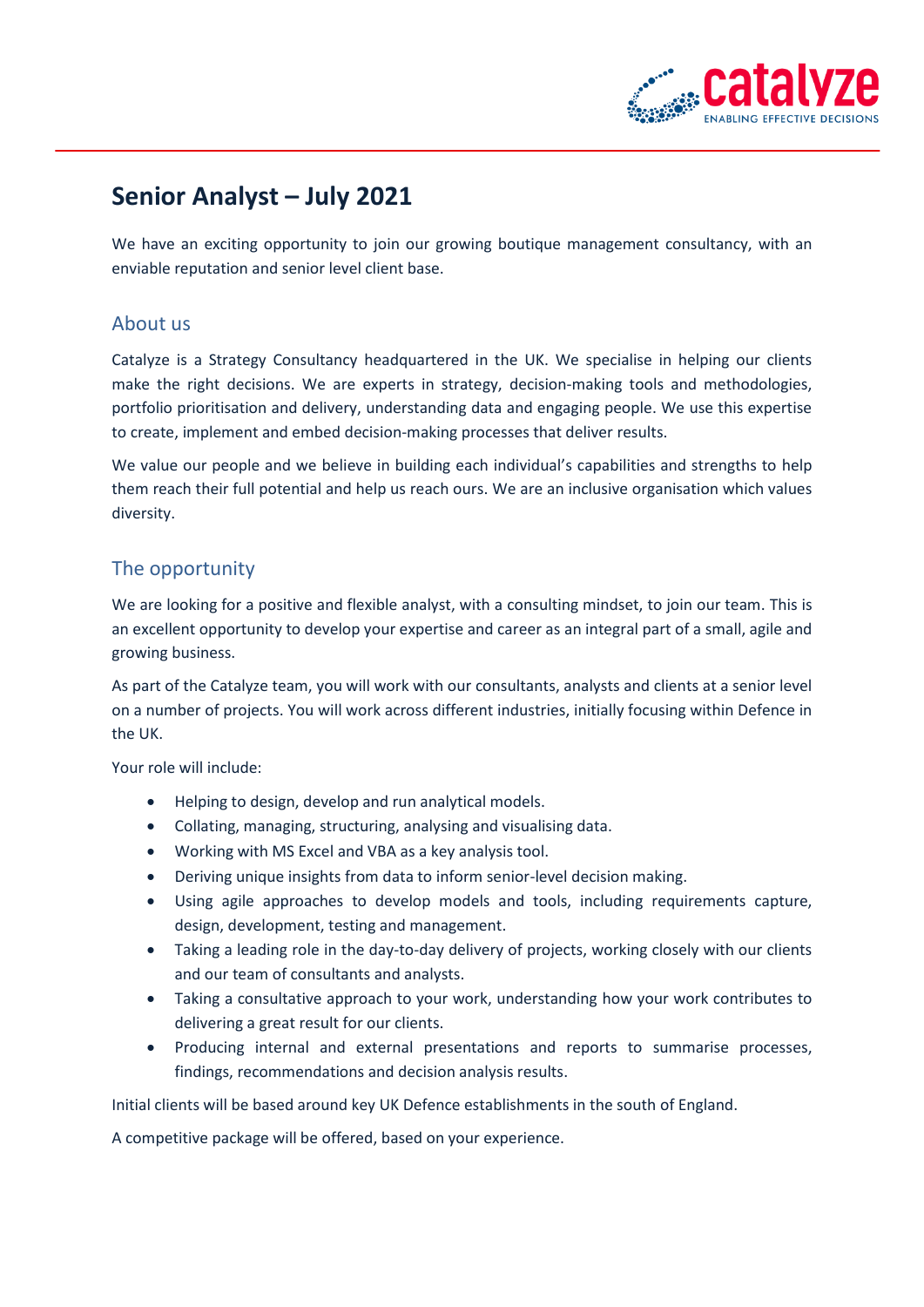# Senior Analyst – July 2021

We have an exciting opportunity to join our growing boutique management consultancy, with an enviable reputation and senior level client base.

## About us

Catalyze is a Strategy Consultancy headquartered in the UK. We specialise in helping our clients make the right decisions. We are experts in strategy, decision-making tools and methodologies, portfolio prioritisation and delivery, understanding data and engaging people. We use this expertise to create, implement and embed decision-making processes that deliver results.

We value our people and we believe in building each individual's capabilities and strengths to help them reach their full potential and help us reach ours. We are an inclusive organisation which values diversity.

## The opportunity

We are looking for a positive and flexible analyst, with a consulting mindset, to join our team. This is an excellent opportunity to develop your expertise and career as an integral part of a small, agile and growing business.

As part of the Catalyze team, you will work with our consultants, analysts and clients at a senior level on a number of projects. You will work across different industries, initially focusing within Defence in the UK.

Your role will include:

- Helping to design, develop and run analytical models.
- Collating, managing, structuring, analysing and visualising data.
- Working with MS Excel and VBA as a key analysis tool.
- Deriving unique insights from data to inform senior-level decision making.
- Using agile approaches to develop models and tools, including requirements capture, design, development, testing and management.
- Taking a leading role in the day-to-day delivery of projects, working closely with our clients and our team of consultants and analysts.
- Taking a consultative approach to your work, understanding how your work contributes to delivering a great result for our clients.
- Producing internal and external presentations and reports to summarise processes, findings, recommendations and decision analysis results.

Initial clients will be based around key UK Defence establishments in the south of England.

A competitive package will be offered, based on your experience.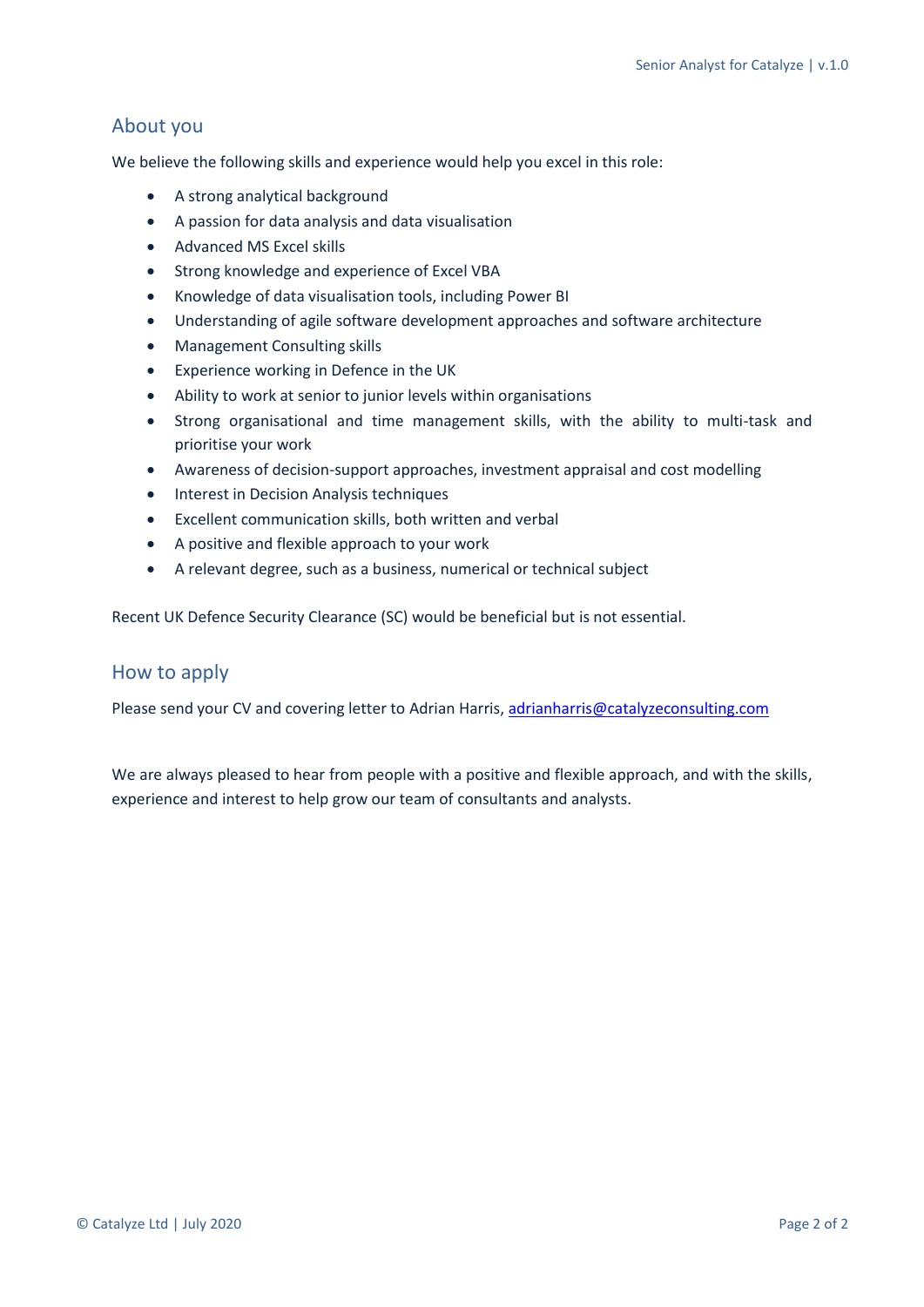## About you

We believe the following skills and experience would help you excel in this role:

- A strong analytical background
- A passion for data analysis and data visualisation
- Advanced MS Excel skills
- Strong knowledge and experience of Excel VBA
- Knowledge of data visualisation tools, including Power BI
- Understanding of agile software development approaches and software architecture
- Management Consulting skills
- Experience working in Defence in the UK
- Ability to work at senior to junior levels within organisations
- Strong organisational and time management skills, with the ability to multi-task and prioritise your work
- Awareness of decision-support approaches, investment appraisal and cost modelling
- Interest in Decision Analysis techniques
- Excellent communication skills, both written and verbal
- A positive and flexible approach to your work
- A relevant degree, such as a business, numerical or technical subject

Recent UK Defence Security Clearance (SC) would be beneficial but is not essential.

## How to apply

Please send your CV and covering letter to Adrian Harris, [adrianharris@catalyzeconsulting.com](mailto:adrianharris@catalyzeconsulting.com)

We are always pleased to hear from people with a positive and flexible approach, and with the skills, experience and interest to help grow our team of consultants and analysts.